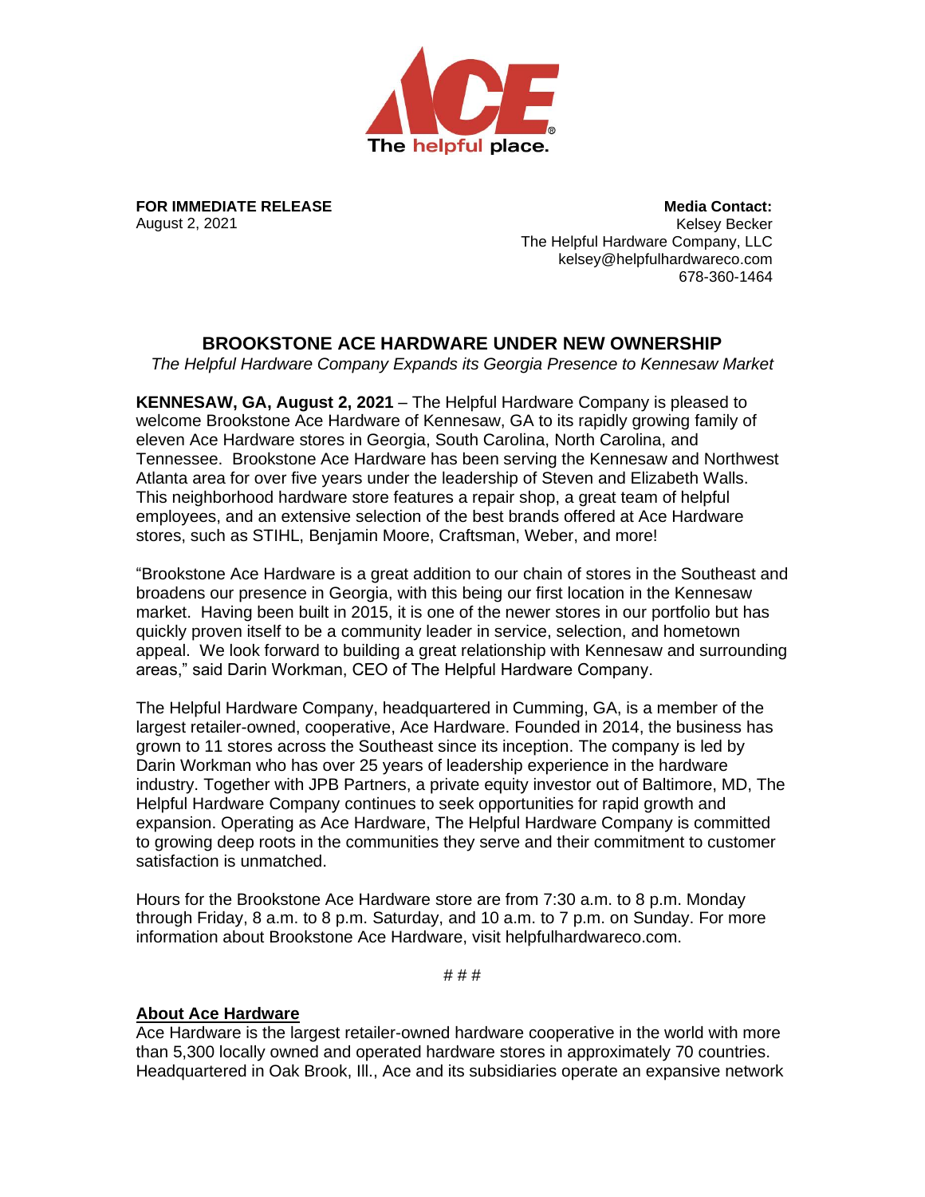ACE

The helpful place.

**FOR IMMEDIATE RELEASE**
August 2, 2021

**Media Contact:**
Kelsey Becker
The Helpful Hardware Company, LLC
kelsey@helpfulhardwareco.com
678-360-1464

## BROOKSTONE ACE HARDWARE UNDER NEW OWNERSHIP

*The Helpful Hardware Company Expands its Georgia Presence to Kennesaw Market*

**KENNESAW, GA, August 2, 2021** – The Helpful Hardware Company is pleased to welcome Brookstone Ace Hardware of Kennesaw, GA to its rapidly growing family of eleven Ace Hardware stores in Georgia, South Carolina, North Carolina, and Tennessee. Brookstone Ace Hardware has been serving the Kennesaw and Northwest Atlanta area for over five years under the leadership of Steven and Elizabeth Walls. This neighborhood hardware store features a repair shop, a great team of helpful employees, and an extensive selection of the best brands offered at Ace Hardware stores, such as STIHL, Benjamin Moore, Craftsman, Weber, and more!

"Brookstone Ace Hardware is a great addition to our chain of stores in the Southeast and broadens our presence in Georgia, with this being our first location in the Kennesaw market. Having been built in 2015, it is one of the newer stores in our portfolio but has quickly proven itself to be a community leader in service, selection, and hometown appeal. We look forward to building a great relationship with Kennesaw and surrounding areas," said Darin Workman, CEO of The Helpful Hardware Company.

The Helpful Hardware Company, headquartered in Cumming, GA, is a member of the largest retailer-owned, cooperative, Ace Hardware. Founded in 2014, the business has grown to 11 stores across the Southeast since its inception. The company is led by Darin Workman who has over 25 years of leadership experience in the hardware industry. Together with JPB Partners, a private equity investor out of Baltimore, MD, The Helpful Hardware Company continues to seek opportunities for rapid growth and expansion. Operating as Ace Hardware, The Helpful Hardware Company is committed to growing deep roots in the communities they serve and their commitment to customer satisfaction is unmatched.

Hours for the Brookstone Ace Hardware store are from 7:30 a.m. to 8 p.m. Monday through Friday, 8 a.m. to 8 p.m. Saturday, and 10 a.m. to 7 p.m. on Sunday. For more information about Brookstone Ace Hardware, visit helpfulhardwareco.com.

# # #

**About Ace Hardware**

Ace Hardware is the largest retailer-owned hardware cooperative in the world with more than 5,300 locally owned and operated hardware stores in approximately 70 countries. Headquartered in Oak Brook, Ill., Ace and its subsidiaries operate an expansive network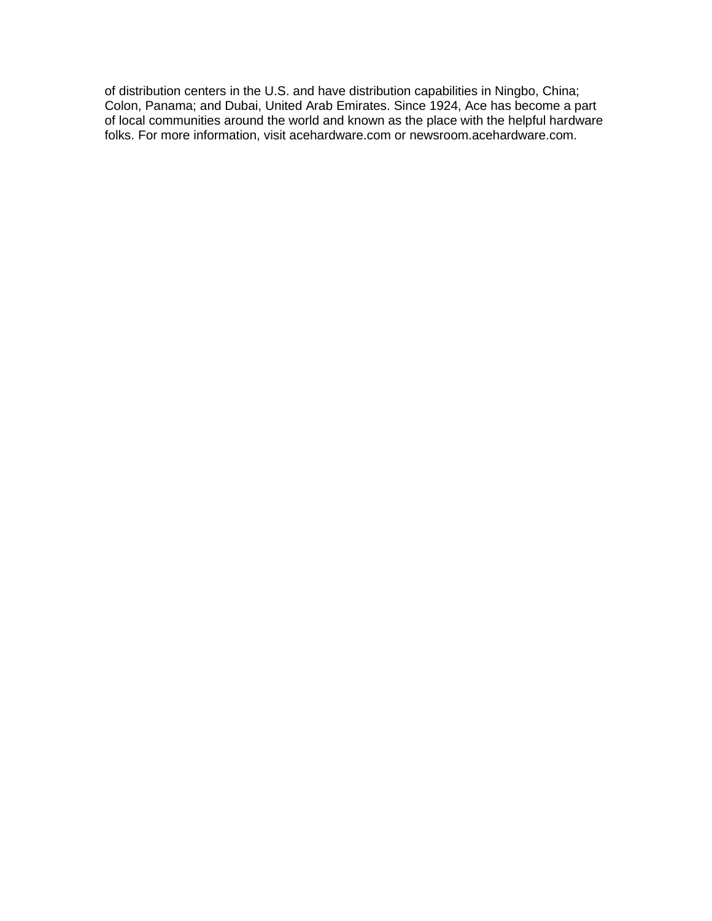of distribution centers in the U.S. and have distribution capabilities in Ningbo, China; Colon, Panama; and Dubai, United Arab Emirates. Since 1924, Ace has become a part of local communities around the world and known as the place with the helpful hardware folks. For more information, visit acehardware.com or newsroom.acehardware.com.